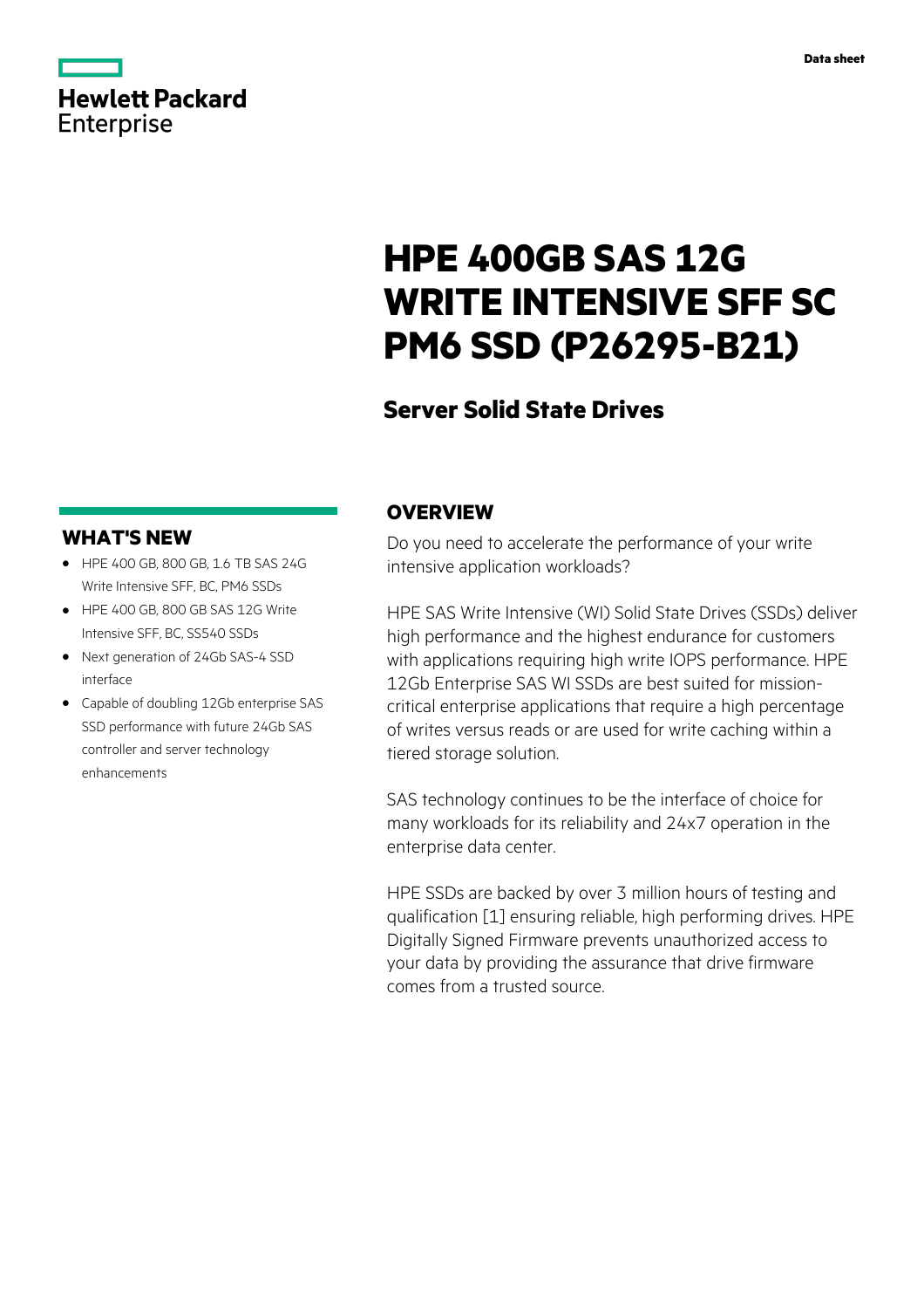Hewlett Packard Enterprise

Data sheet

# HPE 400GB SAS 12G WRITE INTENSIVE SFF SC PM6 SSD (P26295-B21)

## Server Solid State Drives

## OVERVIEW

Do you need to accelerate the performance of your write intensive application workloads?

HPE SAS Write Intensive (WI) Solid State Drives (SSDs) deliver high performance and the highest endurance for customers with applications requiring high write IOPS performance. HPE 12Gb Enterprise SAS WI SSDs are best suited for mission-critical enterprise applications that require a high percentage of writes versus reads or are used for write caching within a tiered storage solution.

SAS technology continues to be the interface of choice for many workloads for its reliability and 24x7 operation in the enterprise data center.

HPE SSDs are backed by over 3 million hours of testing and qualification [1] ensuring reliable, high performing drives. HPE Digitally Signed Firmware prevents unauthorized access to your data by providing the assurance that drive firmware comes from a trusted source.

## WHAT'S NEW

- HPE 400 GB, 800 GB, 1.6 TB SAS 24G Write Intensive SFF, BC, PM6 SSDs
- HPE 400 GB, 800 GB SAS 12G Write Intensive SFF, BC, SS540 SSDs
- Next generation of 24Gb SAS-4 SSD interface
- Capable of doubling 12Gb enterprise SAS SSD performance with future 24Gb SAS controller and server technology enhancements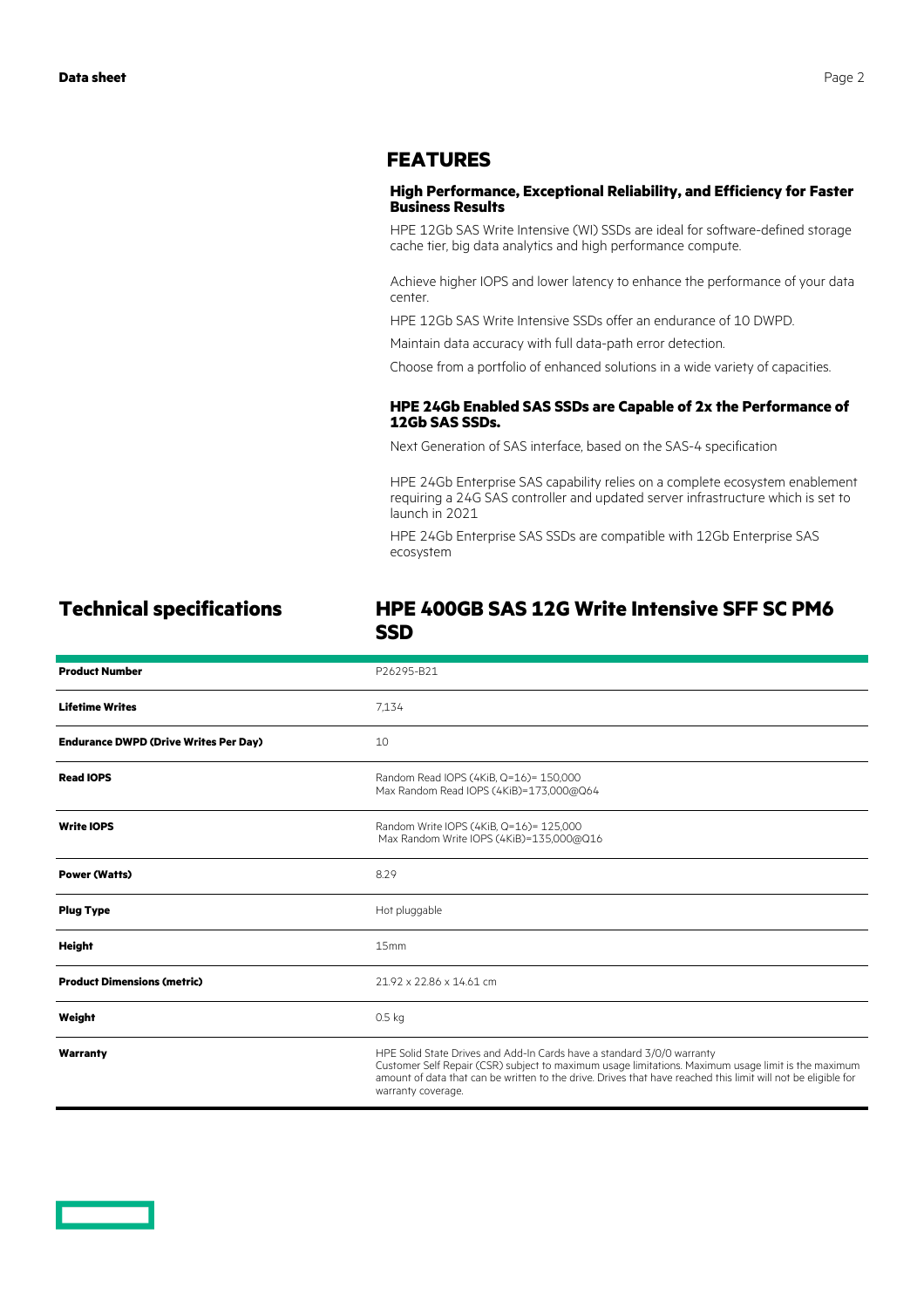## FEATURES

### High Performance, Exceptional Reliability, and Efficiency for Faster Business Results

HPE 12Gb SAS Write Intensive (WI) SSDs are ideal for software-defined storage cache tier, big data analytics and high performance compute.

Achieve higher IOPS and lower latency to enhance the performance of your data center.

HPE 12Gb SAS Write Intensive SSDs offer an endurance of 10 DWPD.

Maintain data accuracy with full data-path error detection.

Choose from a portfolio of enhanced solutions in a wide variety of capacities.

### HPE 24Gb Enabled SAS SSDs are Capable of 2x the Performance of 12Gb SAS SSDs.

Next Generation of SAS interface, based on the SAS-4 specification

HPE 24Gb Enterprise SAS capability relies on a complete ecosystem enablement requiring a 24G SAS controller and updated server infrastructure which is set to launch in 2021

HPE 24Gb Enterprise SAS SSDs are compatible with 12Gb Enterprise SAS ecosystem

## Technical specifications

### HPE 400GB SAS 12G Write Intensive SFF SC PM6 SSD

| | |
|---|---|
| **Product Number** | P26295-B21 |
| **Lifetime Writes** | 7,134 |
| **Endurance DWPD (Drive Writes Per Day)** | 10 |
| **Read IOPS** | Random Read IOPS (4KiB, Q=16)= 150,000<br>Max Random Read IOPS (4KiB)=173,000@Q64 |
| **Write IOPS** | Random Write IOPS (4KiB, Q=16)= 125,000<br>Max Random Write IOPS (4KiB)=135,000@Q16 |
| **Power (Watts)** | 8.29 |
| **Plug Type** | Hot pluggable |
| **Height** | 15mm |
| **Product Dimensions (metric)** | 21.92 x 22.86 x 14.61 cm |
| **Weight** | 0.5 kg |
| **Warranty** | HPE Solid State Drives and Add-In Cards have a standard 3/0/0 warranty<br>Customer Self Repair (CSR) subject to maximum usage limitations. Maximum usage limit is the maximum amount of data that can be written to the drive. Drives that have reached this limit will not be eligible for warranty coverage. |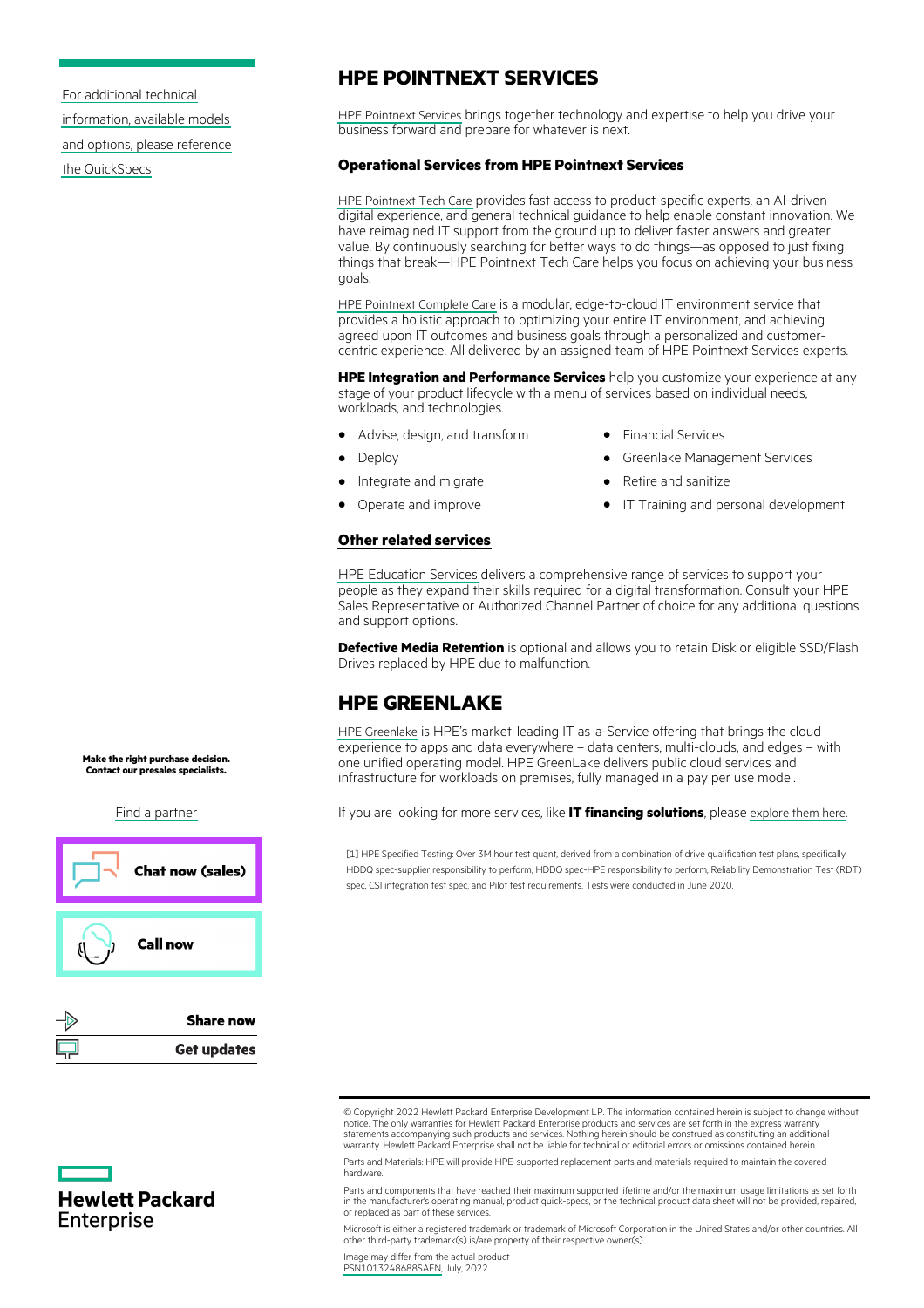For additional technical information, available models and options, please reference the QuickSpecs

## HPE POINTNEXT SERVICES

HPE Pointnext Services brings together technology and expertise to help you drive your business forward and prepare for whatever is next.

### Operational Services from HPE Pointnext Services

HPE Pointnext Tech Care provides fast access to product-specific experts, an AI-driven digital experience, and general technical guidance to help enable constant innovation. We have reimagined IT support from the ground up to deliver faster answers and greater value. By continuously searching for better ways to do things—as opposed to just fixing things that break—HPE Pointnext Tech Care helps you focus on achieving your business goals.

HPE Pointnext Complete Care is a modular, edge-to-cloud IT environment service that provides a holistic approach to optimizing your entire IT environment, and achieving agreed upon IT outcomes and business goals through a personalized and customer-centric experience. All delivered by an assigned team of HPE Pointnext Services experts.

**HPE Integration and Performance Services** help you customize your experience at any stage of your product lifecycle with a menu of services based on individual needs, workloads, and technologies.

- Advise, design, and transform
- Deploy
- Integrate and migrate
- Operate and improve
- Financial Services
- Greenlake Management Services
- Retire and sanitize
- IT Training and personal development

### Other related services

HPE Education Services delivers a comprehensive range of services to support your people as they expand their skills required for a digital transformation. Consult your HPE Sales Representative or Authorized Channel Partner of choice for any additional questions and support options.

**Defective Media Retention** is optional and allows you to retain Disk or eligible SSD/Flash Drives replaced by HPE due to malfunction.

## HPE GREENLAKE

HPE Greenlake is HPE's market-leading IT as-a-Service offering that brings the cloud experience to apps and data everywhere – data centers, multi-clouds, and edges – with one unified operating model. HPE GreenLake delivers public cloud services and infrastructure for workloads on premises, fully managed in a pay per use model.

If you are looking for more services, like **IT financing solutions**, please explore them here.

[1] HPE Specified Testing: Over 3M hour test quant, derived from a combination of drive qualification test plans, specifically HDDQ spec-supplier responsibility to perform, HDDQ spec-HPE responsibility to perform, Reliability Demonstration Test (RDT) spec, CSI integration test spec, and Pilot test requirements. Tests were conducted in June 2020.

**Make the right purchase decision. Contact our presales specialists.**

Find a partner

Chat now (sales)

Call now

Share now

Get updates

Hewlett Packard Enterprise

© Copyright 2022 Hewlett Packard Enterprise Development LP. The information contained herein is subject to change without notice. The only warranties for Hewlett Packard Enterprise products and services are set forth in the express warranty statements accompanying such products and services. Nothing herein should be construed as constituting an additional warranty. Hewlett Packard Enterprise shall not be liable for technical or editorial errors or omissions contained herein.

Parts and Materials: HPE will provide HPE-supported replacement parts and materials required to maintain the covered hardware.

Parts and components that have reached their maximum supported lifetime and/or the maximum usage limitations as set forth in the manufacturer's operating manual, product quick-specs, or the technical product data sheet will not be provided, repaired, or replaced as part of these services.

Microsoft is either a registered trademark or trademark of Microsoft Corporation in the United States and/or other countries. All other third-party trademark(s) is/are property of their respective owner(s).

Image may differ from the actual product

PSN1013248688SAEN, July, 2022.